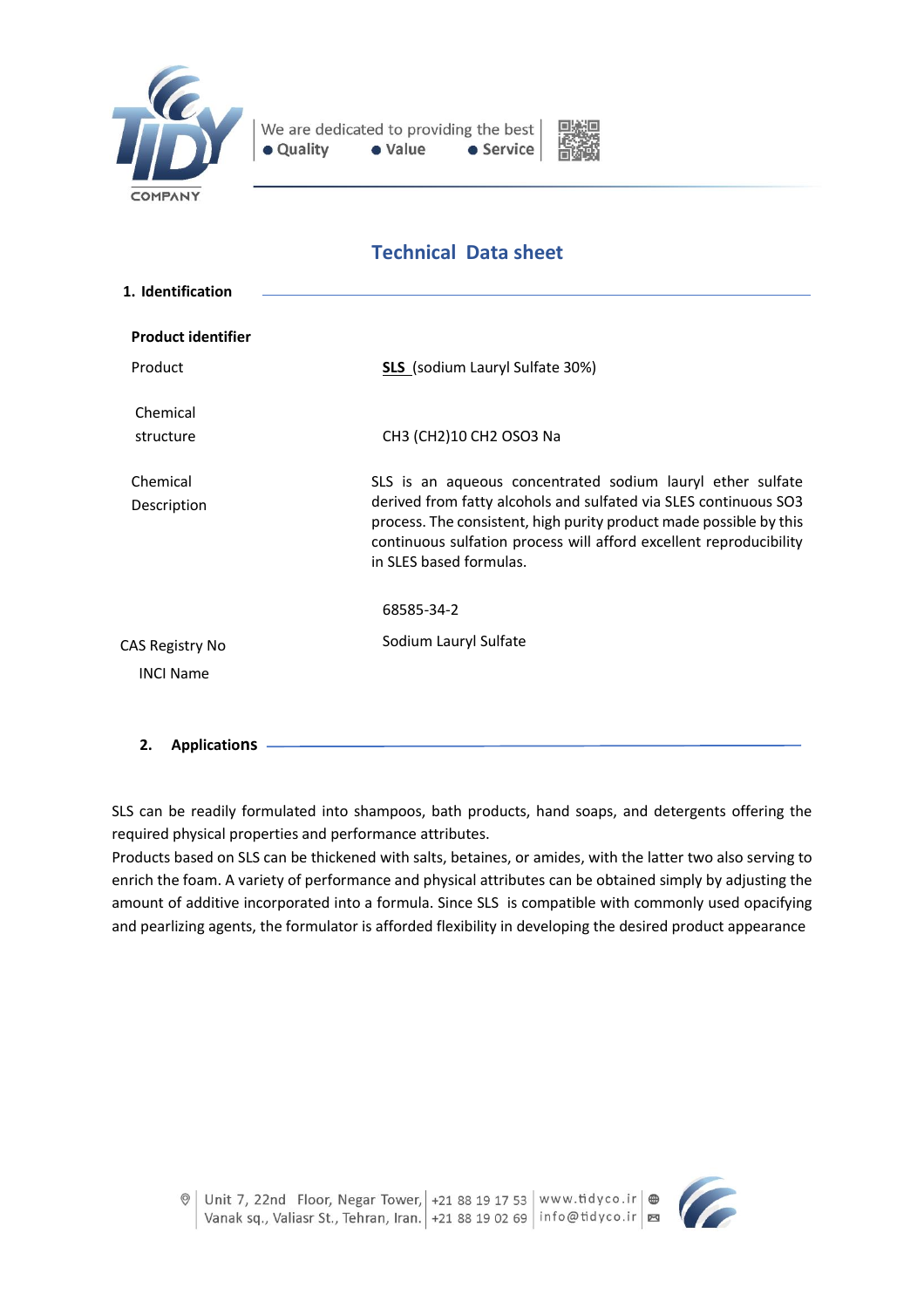# Technical Data sheet

## 1. Identification

**Product identifier**

| | |
|---|---|
| Product | **SLS** (sodium Lauryl Sulfate 30%) |
| Chemical structure | CH3 (CH2)10 CH2 OSO3 Na |
| Chemical Description | SLS is an aqueous concentrated sodium lauryl ether sulfate derived from fatty alcohols and sulfated via SLES continuous SO3 process. The consistent, high purity product made possible by this continuous sulfation process will afford excellent reproducibility in SLES based formulas. |
| CAS Registry No | 68585-34-2 |
| INCI Name | Sodium Lauryl Sulfate |

## 2. Applications

SLS can be readily formulated into shampoos, bath products, hand soaps, and detergents offering the required physical properties and performance attributes.

Products based on SLS can be thickened with salts, betaines, or amides, with the latter two also serving to enrich the foam. A variety of performance and physical attributes can be obtained simply by adjusting the amount of additive incorporated into a formula. Since SLS is compatible with commonly used opacifying and pearlizing agents, the formulator is afforded flexibility in developing the desired product appearance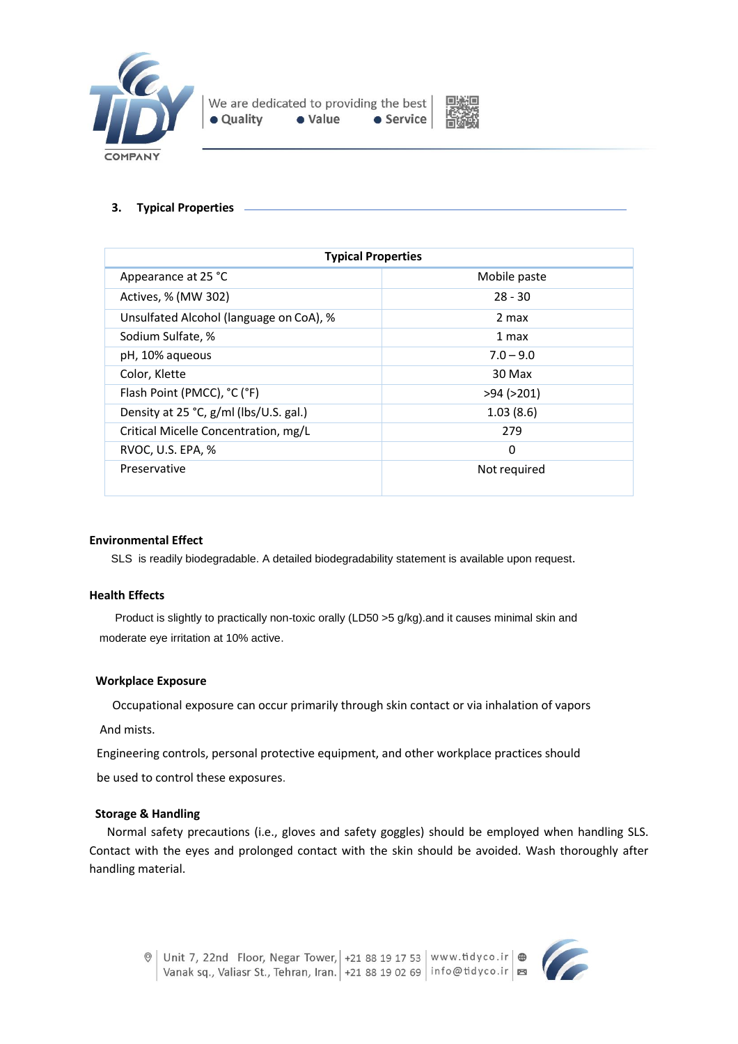## 3. Typical Properties

| Typical Properties | |
|---|---|
| Appearance at 25 °C | Mobile paste |
| Actives, % (MW 302) | 28 - 30 |
| Unsulfated Alcohol (language on CoA), % | 2 max |
| Sodium Sulfate, % | 1 max |
| pH, 10% aqueous | 7.0 – 9.0 |
| Color, Klette | 30 Max |
| Flash Point (PMCC), °C (°F) | >94 (>201) |
| Density at 25 °C, g/ml (lbs/U.S. gal.) | 1.03 (8.6) |
| Critical Micelle Concentration, mg/L | 279 |
| RVOC, U.S. EPA, % | 0 |
| Preservative | Not required |

**Environmental Effect**

SLS is readily biodegradable. A detailed biodegradability statement is available upon request.

**Health Effects**

Product is slightly to practically non-toxic orally (LD50 >5 g/kg).and it causes minimal skin and moderate eye irritation at 10% active.

**Workplace Exposure**

Occupational exposure can occur primarily through skin contact or via inhalation of vapors And mists.

Engineering controls, personal protective equipment, and other workplace practices should be used to control these exposures.

**Storage & Handling**

Normal safety precautions (i.e., gloves and safety goggles) should be employed when handling SLS. Contact with the eyes and prolonged contact with the skin should be avoided. Wash thoroughly after handling material.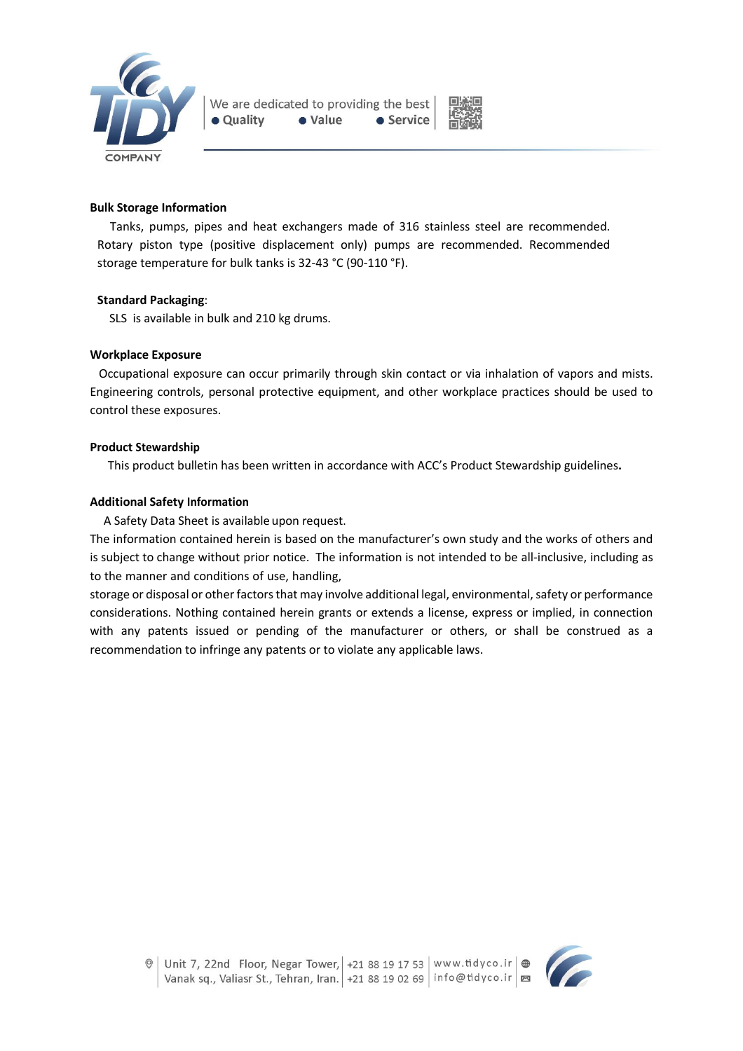**Bulk Storage Information**

Tanks, pumps, pipes and heat exchangers made of 316 stainless steel are recommended. Rotary piston type (positive displacement only) pumps are recommended. Recommended storage temperature for bulk tanks is 32-43 °C (90-110 °F).

**Standard Packaging**:

SLS is available in bulk and 210 kg drums.

**Workplace Exposure**

Occupational exposure can occur primarily through skin contact or via inhalation of vapors and mists. Engineering controls, personal protective equipment, and other workplace practices should be used to control these exposures.

**Product Stewardship**

This product bulletin has been written in accordance with ACC's Product Stewardship guidelines.

**Additional Safety Information**

A Safety Data Sheet is available upon request.

The information contained herein is based on the manufacturer's own study and the works of others and is subject to change without prior notice. The information is not intended to be all-inclusive, including as to the manner and conditions of use, handling,

storage or disposal or other factors that may involve additional legal, environmental, safety or performance considerations. Nothing contained herein grants or extends a license, express or implied, in connection with any patents issued or pending of the manufacturer or others, or shall be construed as a recommendation to infringe any patents or to violate any applicable laws.